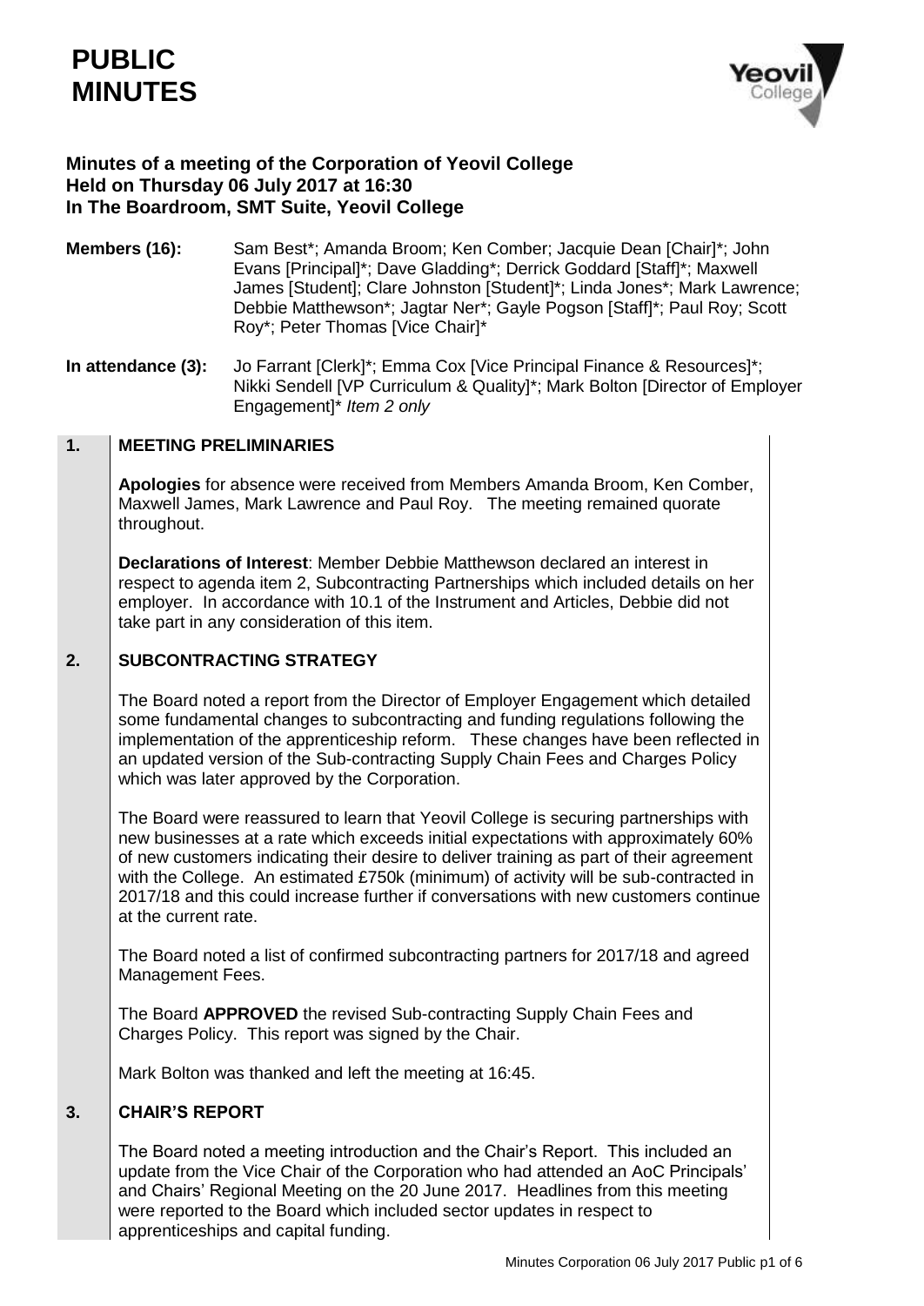# PUBLIC MINUTES

**Minutes of a meeting of the Corporation of Yeovil College**
**Held on Thursday 06 July 2017 at 16:30**
**In The Boardroom, SMT Suite, Yeovil College**

**Members (16):** Sam Best*; Amanda Broom; Ken Comber; Jacquie Dean [Chair]*; John Evans [Principal]*; Dave Gladding*; Derrick Goddard [Staff]*; Maxwell James [Student]; Clare Johnston [Student]*; Linda Jones*; Mark Lawrence; Debbie Matthewson*; Jagtar Ner*; Gayle Pogson [Staff]*; Paul Roy; Scott Roy*; Peter Thomas [Vice Chair]*

**In attendance (3):** Jo Farrant [Clerk]*; Emma Cox [Vice Principal Finance & Resources]*; Nikki Sendell [VP Curriculum & Quality]*; Mark Bolton [Director of Employer Engagement]* *Item 2 only*

## 1. MEETING PRELIMINARIES

**Apologies** for absence were received from Members Amanda Broom, Ken Comber, Maxwell James, Mark Lawrence and Paul Roy. The meeting remained quorate throughout.

**Declarations of Interest**: Member Debbie Matthewson declared an interest in respect to agenda item 2, Subcontracting Partnerships which included details on her employer. In accordance with 10.1 of the Instrument and Articles, Debbie did not take part in any consideration of this item.

## 2. SUBCONTRACTING STRATEGY

The Board noted a report from the Director of Employer Engagement which detailed some fundamental changes to subcontracting and funding regulations following the implementation of the apprenticeship reform. These changes have been reflected in an updated version of the Sub-contracting Supply Chain Fees and Charges Policy which was later approved by the Corporation.

The Board were reassured to learn that Yeovil College is securing partnerships with new businesses at a rate which exceeds initial expectations with approximately 60% of new customers indicating their desire to deliver training as part of their agreement with the College. An estimated £750k (minimum) of activity will be sub-contracted in 2017/18 and this could increase further if conversations with new customers continue at the current rate.

The Board noted a list of confirmed subcontracting partners for 2017/18 and agreed Management Fees.

The Board **APPROVED** the revised Sub-contracting Supply Chain Fees and Charges Policy. This report was signed by the Chair.

Mark Bolton was thanked and left the meeting at 16:45.

## 3. CHAIR'S REPORT

The Board noted a meeting introduction and the Chair's Report. This included an update from the Vice Chair of the Corporation who had attended an AoC Principals' and Chairs' Regional Meeting on the 20 June 2017. Headlines from this meeting were reported to the Board which included sector updates in respect to apprenticeships and capital funding.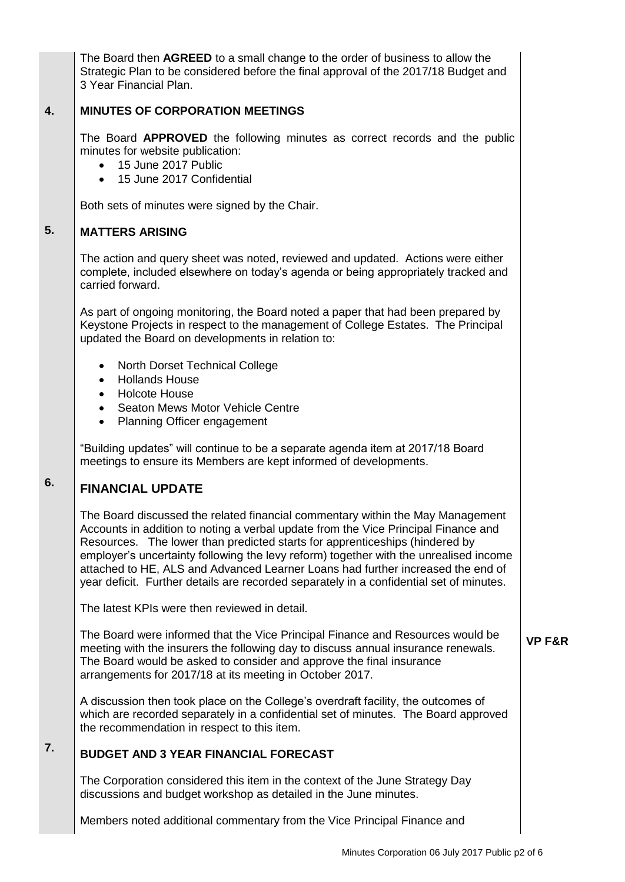The Board then **AGREED** to a small change to the order of business to allow the Strategic Plan to be considered before the final approval of the 2017/18 Budget and 3 Year Financial Plan.

## 4. MINUTES OF CORPORATION MEETINGS

The Board **APPROVED** the following minutes as correct records and the public minutes for website publication:

- 15 June 2017 Public
- 15 June 2017 Confidential

Both sets of minutes were signed by the Chair.

## 5. MATTERS ARISING

The action and query sheet was noted, reviewed and updated. Actions were either complete, included elsewhere on today's agenda or being appropriately tracked and carried forward.

As part of ongoing monitoring, the Board noted a paper that had been prepared by Keystone Projects in respect to the management of College Estates. The Principal updated the Board on developments in relation to:

- North Dorset Technical College
- Hollands House
- Holcote House
- Seaton Mews Motor Vehicle Centre
- Planning Officer engagement

"Building updates" will continue to be a separate agenda item at 2017/18 Board meetings to ensure its Members are kept informed of developments.

## 6. FINANCIAL UPDATE

The Board discussed the related financial commentary within the May Management Accounts in addition to noting a verbal update from the Vice Principal Finance and Resources. The lower than predicted starts for apprenticeships (hindered by employer's uncertainty following the levy reform) together with the unrealised income attached to HE, ALS and Advanced Learner Loans had further increased the end of year deficit. Further details are recorded separately in a confidential set of minutes.

The latest KPIs were then reviewed in detail.

The Board were informed that the Vice Principal Finance and Resources would be meeting with the insurers the following day to discuss annual insurance renewals. The Board would be asked to consider and approve the final insurance arrangements for 2017/18 at its meeting in October 2017. **VP F&R**

A discussion then took place on the College's overdraft facility, the outcomes of which are recorded separately in a confidential set of minutes. The Board approved the recommendation in respect to this item.

## 7. BUDGET AND 3 YEAR FINANCIAL FORECAST

The Corporation considered this item in the context of the June Strategy Day discussions and budget workshop as detailed in the June minutes.

Members noted additional commentary from the Vice Principal Finance and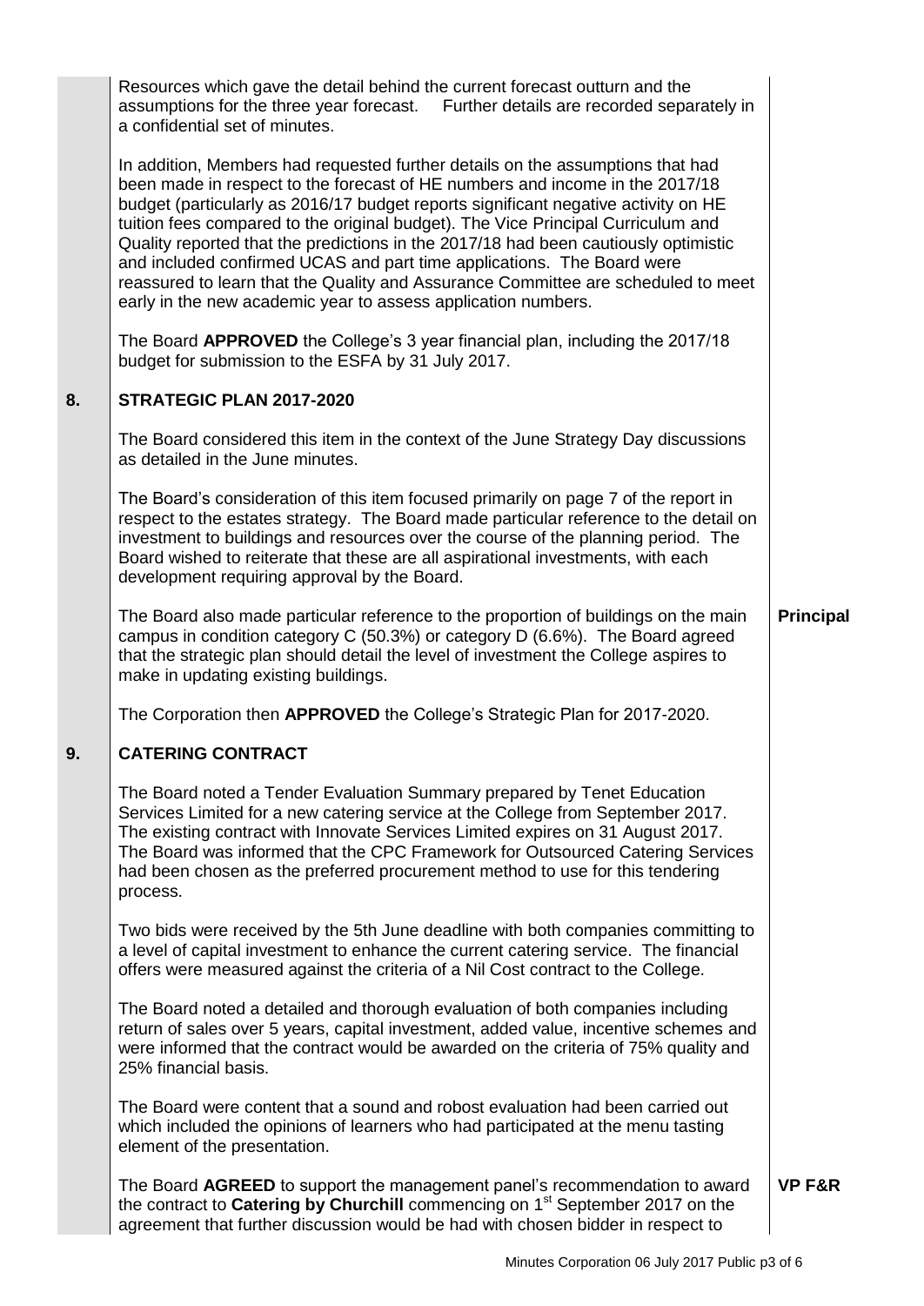Resources which gave the detail behind the current forecast outturn and the assumptions for the three year forecast. Further details are recorded separately in a confidential set of minutes.

In addition, Members had requested further details on the assumptions that had been made in respect to the forecast of HE numbers and income in the 2017/18 budget (particularly as 2016/17 budget reports significant negative activity on HE tuition fees compared to the original budget). The Vice Principal Curriculum and Quality reported that the predictions in the 2017/18 had been cautiously optimistic and included confirmed UCAS and part time applications. The Board were reassured to learn that the Quality and Assurance Committee are scheduled to meet early in the new academic year to assess application numbers.

The Board **APPROVED** the College's 3 year financial plan, including the 2017/18 budget for submission to the ESFA by 31 July 2017.

## 8. STRATEGIC PLAN 2017-2020

The Board considered this item in the context of the June Strategy Day discussions as detailed in the June minutes.

The Board's consideration of this item focused primarily on page 7 of the report in respect to the estates strategy. The Board made particular reference to the detail on investment to buildings and resources over the course of the planning period. The Board wished to reiterate that these are all aspirational investments, with each development requiring approval by the Board.

The Board also made particular reference to the proportion of buildings on the main campus in condition category C (50.3%) or category D (6.6%). The Board agreed that the strategic plan should detail the level of investment the College aspires to make in updating existing buildings. **Principal**

The Corporation then **APPROVED** the College's Strategic Plan for 2017-2020.

## 9. CATERING CONTRACT

The Board noted a Tender Evaluation Summary prepared by Tenet Education Services Limited for a new catering service at the College from September 2017. The existing contract with Innovate Services Limited expires on 31 August 2017. The Board was informed that the CPC Framework for Outsourced Catering Services had been chosen as the preferred procurement method to use for this tendering process.

Two bids were received by the 5th June deadline with both companies committing to a level of capital investment to enhance the current catering service. The financial offers were measured against the criteria of a Nil Cost contract to the College.

The Board noted a detailed and thorough evaluation of both companies including return of sales over 5 years, capital investment, added value, incentive schemes and were informed that the contract would be awarded on the criteria of 75% quality and 25% financial basis.

The Board were content that a sound and robost evaluation had been carried out which included the opinions of learners who had participated at the menu tasting element of the presentation.

The Board **AGREED** to support the management panel's recommendation to award the contract to **Catering by Churchill** commencing on 1st September 2017 on the agreement that further discussion would be had with chosen bidder in respect to **VP F&R**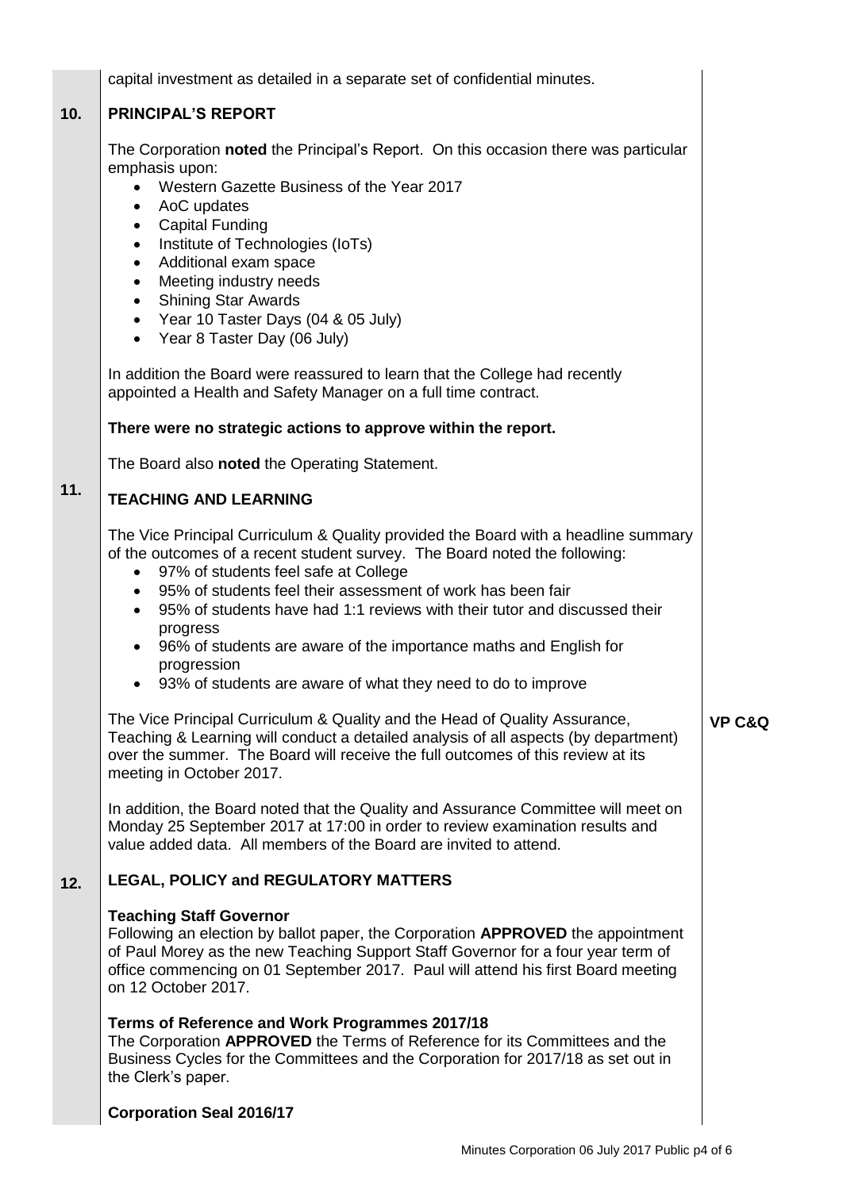capital investment as detailed in a separate set of confidential minutes.

## 10. PRINCIPAL'S REPORT

The Corporation **noted** the Principal's Report. On this occasion there was particular emphasis upon:

- Western Gazette Business of the Year 2017
- AoC updates
- Capital Funding
- Institute of Technologies (IoTs)
- Additional exam space
- Meeting industry needs
- Shining Star Awards
- Year 10 Taster Days (04 & 05 July)
- Year 8 Taster Day (06 July)

In addition the Board were reassured to learn that the College had recently appointed a Health and Safety Manager on a full time contract.

**There were no strategic actions to approve within the report.**

The Board also **noted** the Operating Statement.

## 11. TEACHING AND LEARNING

The Vice Principal Curriculum & Quality provided the Board with a headline summary of the outcomes of a recent student survey. The Board noted the following:

- 97% of students feel safe at College
- 95% of students feel their assessment of work has been fair
- 95% of students have had 1:1 reviews with their tutor and discussed their progress
- 96% of students are aware of the importance maths and English for progression
- 93% of students are aware of what they need to do to improve

The Vice Principal Curriculum & Quality and the Head of Quality Assurance, Teaching & Learning will conduct a detailed analysis of all aspects (by department) over the summer. The Board will receive the full outcomes of this review at its meeting in October 2017. **VP C&Q**

In addition, the Board noted that the Quality and Assurance Committee will meet on Monday 25 September 2017 at 17:00 in order to review examination results and value added data. All members of the Board are invited to attend.

## 12. LEGAL, POLICY and REGULATORY MATTERS

**Teaching Staff Governor**
Following an election by ballot paper, the Corporation **APPROVED** the appointment of Paul Morey as the new Teaching Support Staff Governor for a four year term of office commencing on 01 September 2017. Paul will attend his first Board meeting on 12 October 2017.

**Terms of Reference and Work Programmes 2017/18**
The Corporation **APPROVED** the Terms of Reference for its Committees and the Business Cycles for the Committees and the Corporation for 2017/18 as set out in the Clerk's paper.

**Corporation Seal 2016/17**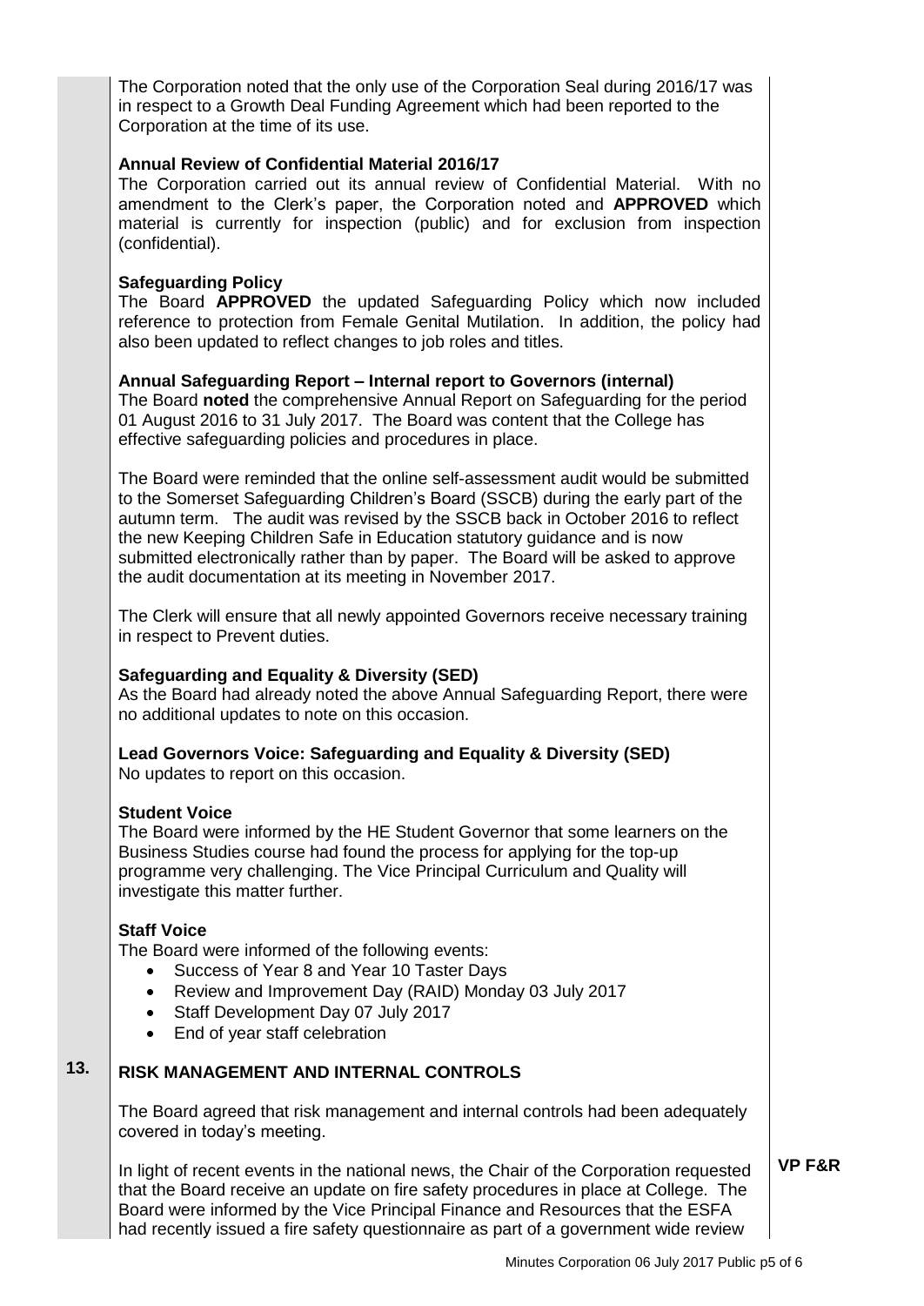The Corporation noted that the only use of the Corporation Seal during 2016/17 was in respect to a Growth Deal Funding Agreement which had been reported to the Corporation at the time of its use.

**Annual Review of Confidential Material 2016/17**

The Corporation carried out its annual review of Confidential Material. With no amendment to the Clerk's paper, the Corporation noted and **APPROVED** which material is currently for inspection (public) and for exclusion from inspection (confidential).

**Safeguarding Policy**

The Board **APPROVED** the updated Safeguarding Policy which now included reference to protection from Female Genital Mutilation. In addition, the policy had also been updated to reflect changes to job roles and titles.

**Annual Safeguarding Report – Internal report to Governors (internal)**

The Board **noted** the comprehensive Annual Report on Safeguarding for the period 01 August 2016 to 31 July 2017. The Board was content that the College has effective safeguarding policies and procedures in place.

The Board were reminded that the online self-assessment audit would be submitted to the Somerset Safeguarding Children's Board (SSCB) during the early part of the autumn term. The audit was revised by the SSCB back in October 2016 to reflect the new Keeping Children Safe in Education statutory guidance and is now submitted electronically rather than by paper. The Board will be asked to approve the audit documentation at its meeting in November 2017.

The Clerk will ensure that all newly appointed Governors receive necessary training in respect to Prevent duties.

**Safeguarding and Equality & Diversity (SED)**

As the Board had already noted the above Annual Safeguarding Report, there were no additional updates to note on this occasion.

**Lead Governors Voice: Safeguarding and Equality & Diversity (SED)**

No updates to report on this occasion.

**Student Voice**

The Board were informed by the HE Student Governor that some learners on the Business Studies course had found the process for applying for the top-up programme very challenging. The Vice Principal Curriculum and Quality will investigate this matter further.

**Staff Voice**

The Board were informed of the following events:

- Success of Year 8 and Year 10 Taster Days
- Review and Improvement Day (RAID) Monday 03 July 2017
- Staff Development Day 07 July 2017
- End of year staff celebration

## 13. RISK MANAGEMENT AND INTERNAL CONTROLS

The Board agreed that risk management and internal controls had been adequately covered in today's meeting.

In light of recent events in the national news, the Chair of the Corporation requested that the Board receive an update on fire safety procedures in place at College. The Board were informed by the Vice Principal Finance and Resources that the ESFA had recently issued a fire safety questionnaire as part of a government wide review

**VP F&R**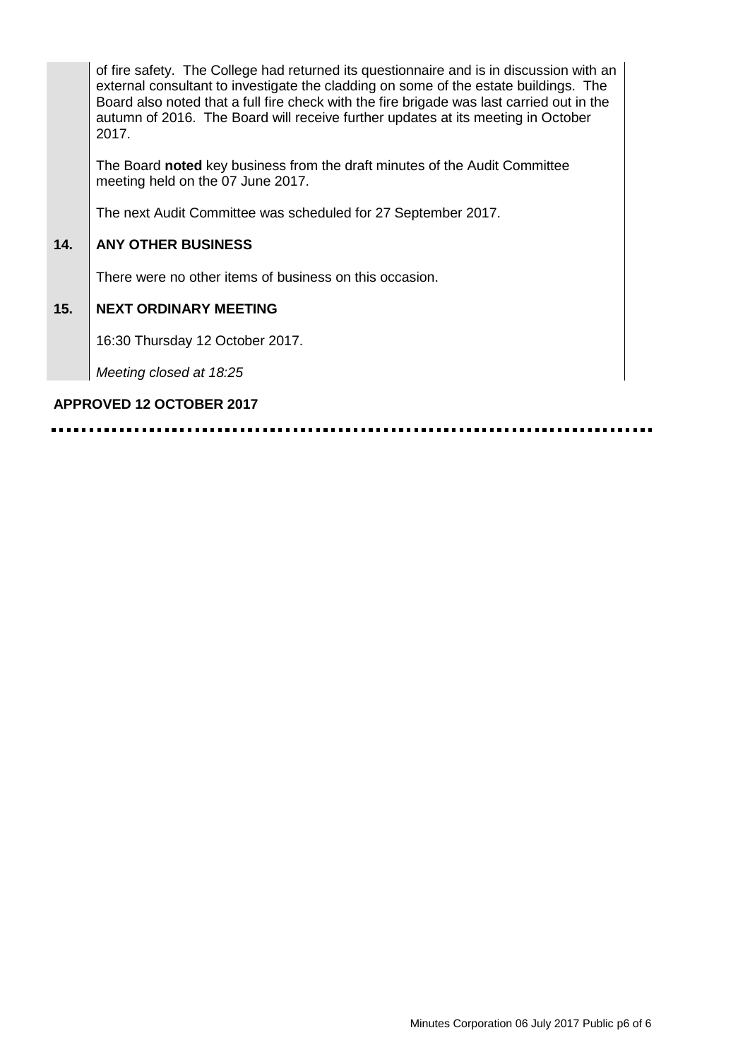of fire safety. The College had returned its questionnaire and is in discussion with an external consultant to investigate the cladding on some of the estate buildings. The Board also noted that a full fire check with the fire brigade was last carried out in the autumn of 2016. The Board will receive further updates at its meeting in October 2017.

The Board **noted** key business from the draft minutes of the Audit Committee meeting held on the 07 June 2017.

The next Audit Committee was scheduled for 27 September 2017.

## 14. ANY OTHER BUSINESS

There were no other items of business on this occasion.

## 15. NEXT ORDINARY MEETING

16:30 Thursday 12 October 2017.

*Meeting closed at 18:25*

**APPROVED 12 OCTOBER 2017**